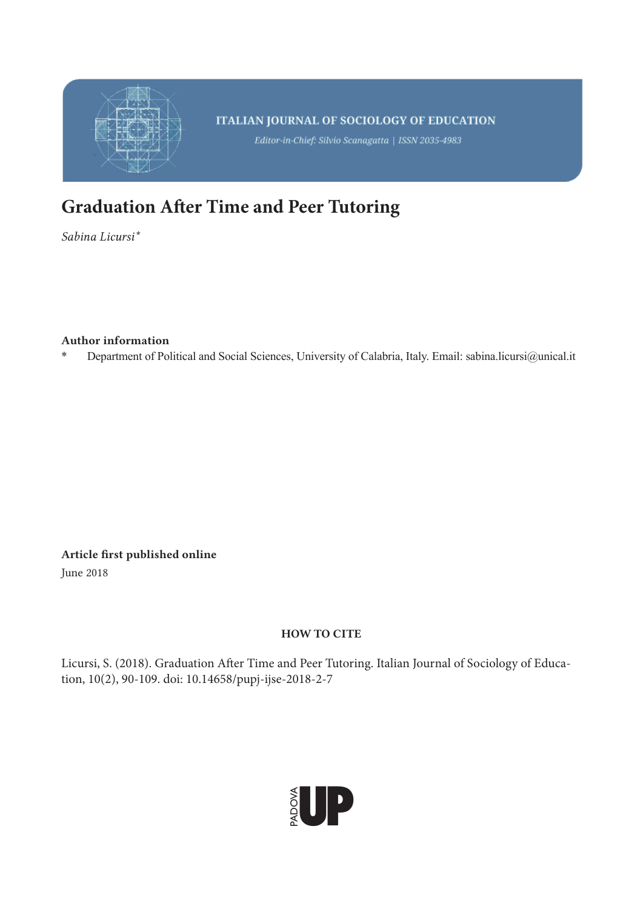ITALIAN JOURNAL OF SOCIOLOGY OF EDUCATION

*Editor-in-Chief: Silvio Scanagatta | ISSN 2035-4983*

# Graduation After Time and Peer Tutoring

*Sabina Licursi**

**Author information**

\* Department of Political and Social Sciences, University of Calabria, Italy. Email: sabina.licursi@unical.it

**Article first published online**

June 2018

**HOW TO CITE**

Licursi, S. (2018). Graduation After Time and Peer Tutoring. Italian Journal of Sociology of Education, 10(2), 90-109. doi: 10.14658/pupj-ijse-2018-2-7

PADOVA UP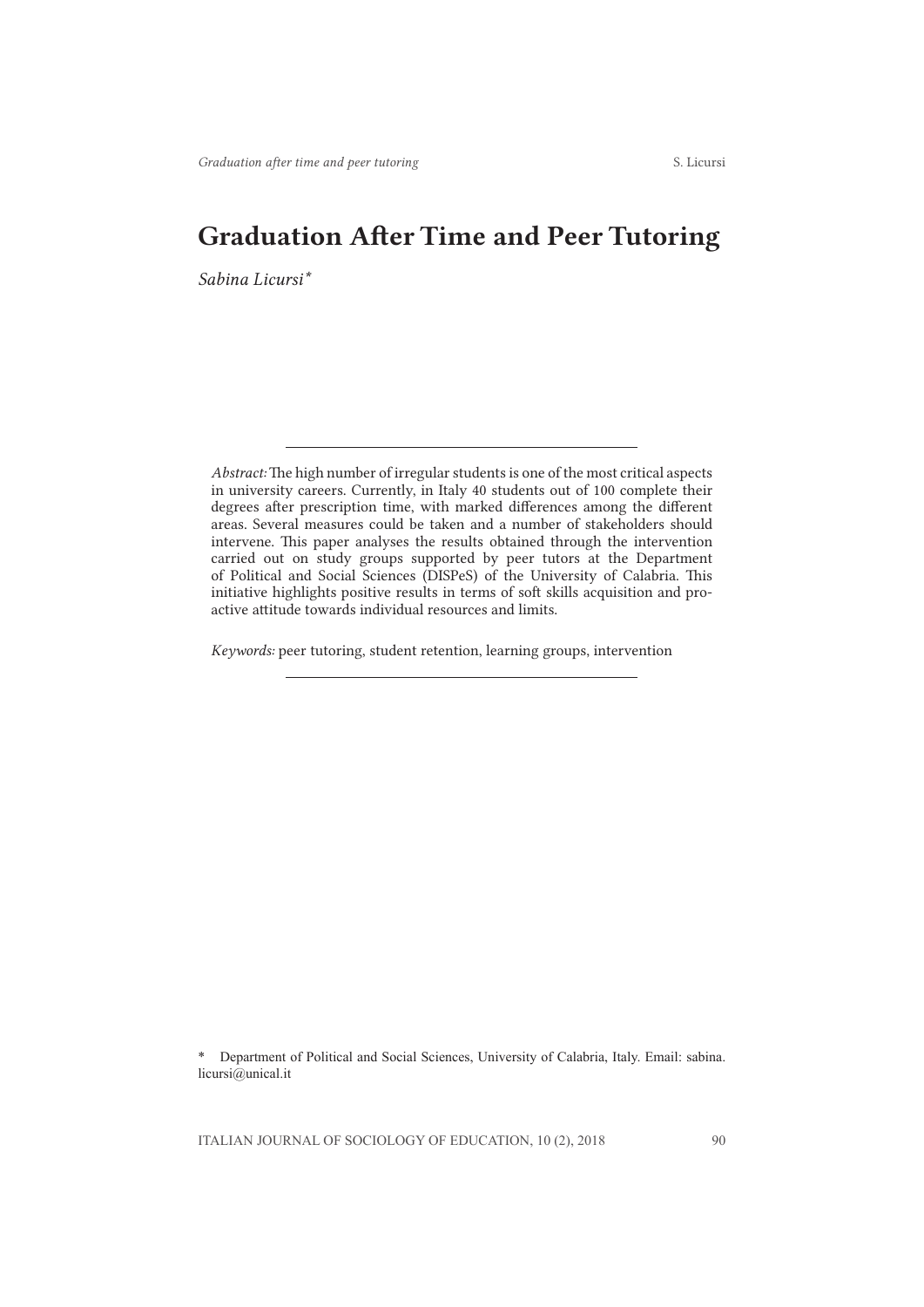# Graduation After Time and Peer Tutoring

*Sabina Licursi*[*]

---

*Abstract:* The high number of irregular students is one of the most critical aspects in university careers. Currently, in Italy 40 students out of 100 complete their degrees after prescription time, with marked differences among the different areas. Several measures could be taken and a number of stakeholders should intervene. This paper analyses the results obtained through the intervention carried out on study groups supported by peer tutors at the Department of Political and Social Sciences (DISPeS) of the University of Calabria. This initiative highlights positive results in terms of soft skills acquisition and pro-active attitude towards individual resources and limits.

*Keywords:* peer tutoring, student retention, learning groups, intervention

---

[*] Department of Political and Social Sciences, University of Calabria, Italy. Email: sabina.licursi@unical.it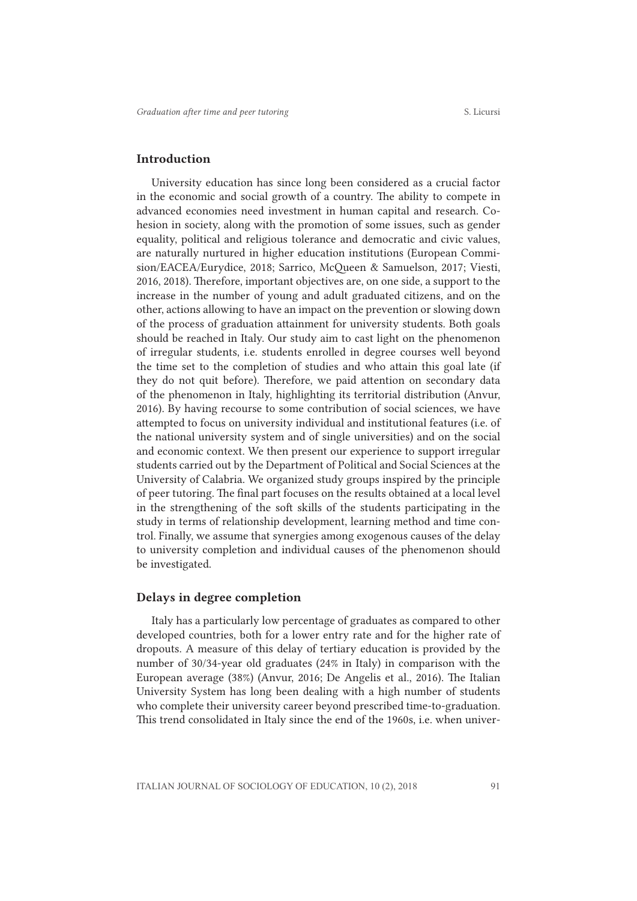## Introduction

University education has since long been considered as a crucial factor in the economic and social growth of a country. The ability to compete in advanced economies need investment in human capital and research. Cohesion in society, along with the promotion of some issues, such as gender equality, political and religious tolerance and democratic and civic values, are naturally nurtured in higher education institutions (European Commision/EACEA/Eurydice, 2018; Sarrico, McQueen & Samuelson, 2017; Viesti, 2016, 2018). Therefore, important objectives are, on one side, a support to the increase in the number of young and adult graduated citizens, and on the other, actions allowing to have an impact on the prevention or slowing down of the process of graduation attainment for university students. Both goals should be reached in Italy. Our study aim to cast light on the phenomenon of irregular students, i.e. students enrolled in degree courses well beyond the time set to the completion of studies and who attain this goal late (if they do not quit before). Therefore, we paid attention on secondary data of the phenomenon in Italy, highlighting its territorial distribution (Anvur, 2016). By having recourse to some contribution of social sciences, we have attempted to focus on university individual and institutional features (i.e. of the national university system and of single universities) and on the social and economic context. We then present our experience to support irregular students carried out by the Department of Political and Social Sciences at the University of Calabria. We organized study groups inspired by the principle of peer tutoring. The final part focuses on the results obtained at a local level in the strengthening of the soft skills of the students participating in the study in terms of relationship development, learning method and time control. Finally, we assume that synergies among exogenous causes of the delay to university completion and individual causes of the phenomenon should be investigated.

## Delays in degree completion

Italy has a particularly low percentage of graduates as compared to other developed countries, both for a lower entry rate and for the higher rate of dropouts. A measure of this delay of tertiary education is provided by the number of 30/34-year old graduates (24% in Italy) in comparison with the European average (38%) (Anvur, 2016; De Angelis et al., 2016). The Italian University System has long been dealing with a high number of students who complete their university career beyond prescribed time-to-graduation. This trend consolidated in Italy since the end of the 1960s, i.e. when univer-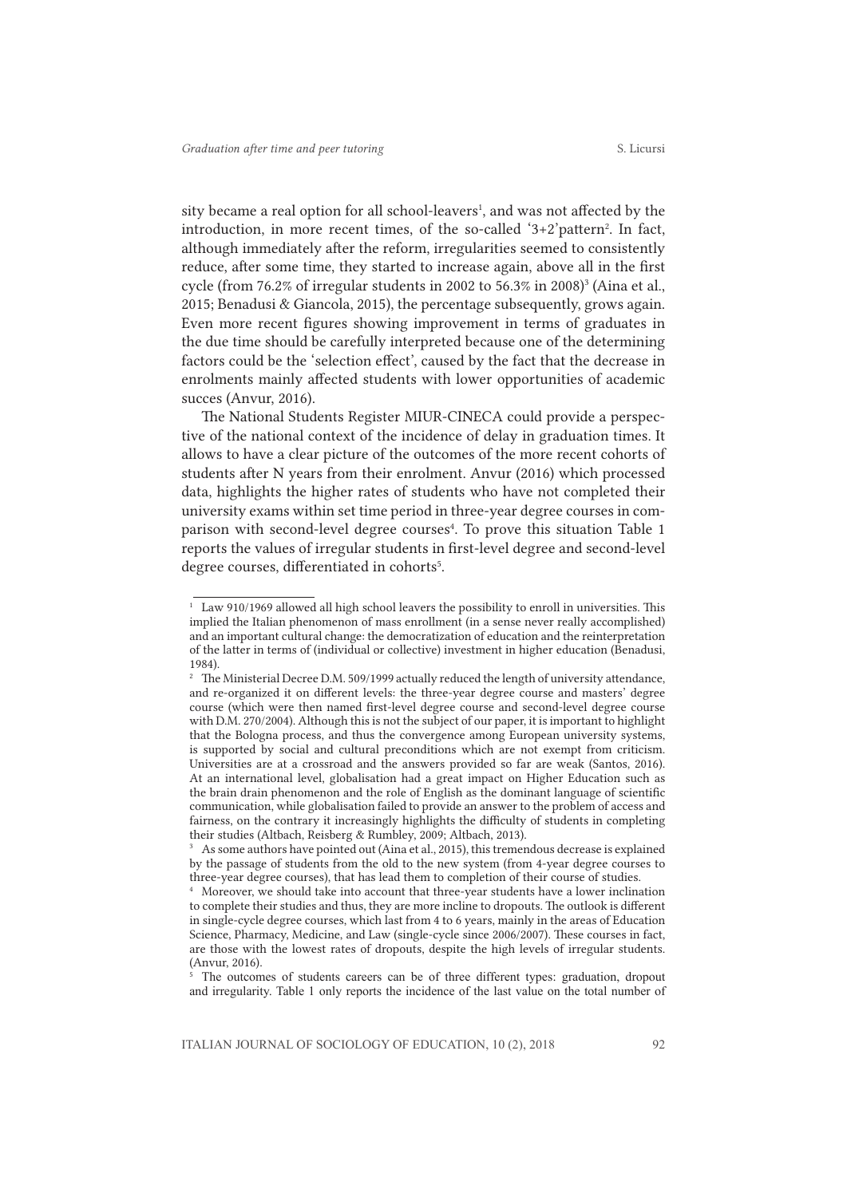sity became a real option for all school-leavers[1], and was not affected by the introduction, in more recent times, of the so-called '3+2'pattern[2]. In fact, although immediately after the reform, irregularities seemed to consistently reduce, after some time, they started to increase again, above all in the first cycle (from 76.2% of irregular students in 2002 to 56.3% in 2008)[3] (Aina et al., 2015; Benadusi & Giancola, 2015), the percentage subsequently, grows again. Even more recent figures showing improvement in terms of graduates in the due time should be carefully interpreted because one of the determining factors could be the 'selection effect', caused by the fact that the decrease in enrolments mainly affected students with lower opportunities of academic succes (Anvur, 2016).

The National Students Register MIUR-CINECA could provide a perspective of the national context of the incidence of delay in graduation times. It allows to have a clear picture of the outcomes of the more recent cohorts of students after N years from their enrolment. Anvur (2016) which processed data, highlights the higher rates of students who have not completed their university exams within set time period in three-year degree courses in comparison with second-level degree courses[4]. To prove this situation Table 1 reports the values of irregular students in first-level degree and second-level degree courses, differentiated in cohorts[5].

[1] Law 910/1969 allowed all high school leavers the possibility to enroll in universities. This implied the Italian phenomenon of mass enrollment (in a sense never really accomplished) and an important cultural change: the democratization of education and the reinterpretation of the latter in terms of (individual or collective) investment in higher education (Benadusi, 1984).

[2] The Ministerial Decree D.M. 509/1999 actually reduced the length of university attendance, and re-organized it on different levels: the three-year degree course and masters' degree course (which were then named first-level degree course and second-level degree course with D.M. 270/2004). Although this is not the subject of our paper, it is important to highlight that the Bologna process, and thus the convergence among European university systems, is supported by social and cultural preconditions which are not exempt from criticism. Universities are at a crossroad and the answers provided so far are weak (Santos, 2016). At an international level, globalisation had a great impact on Higher Education such as the brain drain phenomenon and the role of English as the dominant language of scientific communication, while globalisation failed to provide an answer to the problem of access and fairness, on the contrary it increasingly highlights the difficulty of students in completing their studies (Altbach, Reisberg & Rumbley, 2009; Altbach, 2013).

[3] As some authors have pointed out (Aina et al., 2015), this tremendous decrease is explained by the passage of students from the old to the new system (from 4-year degree courses to three-year degree courses), that has lead them to completion of their course of studies.

[4] Moreover, we should take into account that three-year students have a lower inclination to complete their studies and thus, they are more incline to dropouts. The outlook is different in single-cycle degree courses, which last from 4 to 6 years, mainly in the areas of Education Science, Pharmacy, Medicine, and Law (single-cycle since 2006/2007). These courses in fact, are those with the lowest rates of dropouts, despite the high levels of irregular students. (Anvur, 2016).

[5] The outcomes of students careers can be of three different types: graduation, dropout and irregularity. Table 1 only reports the incidence of the last value on the total number of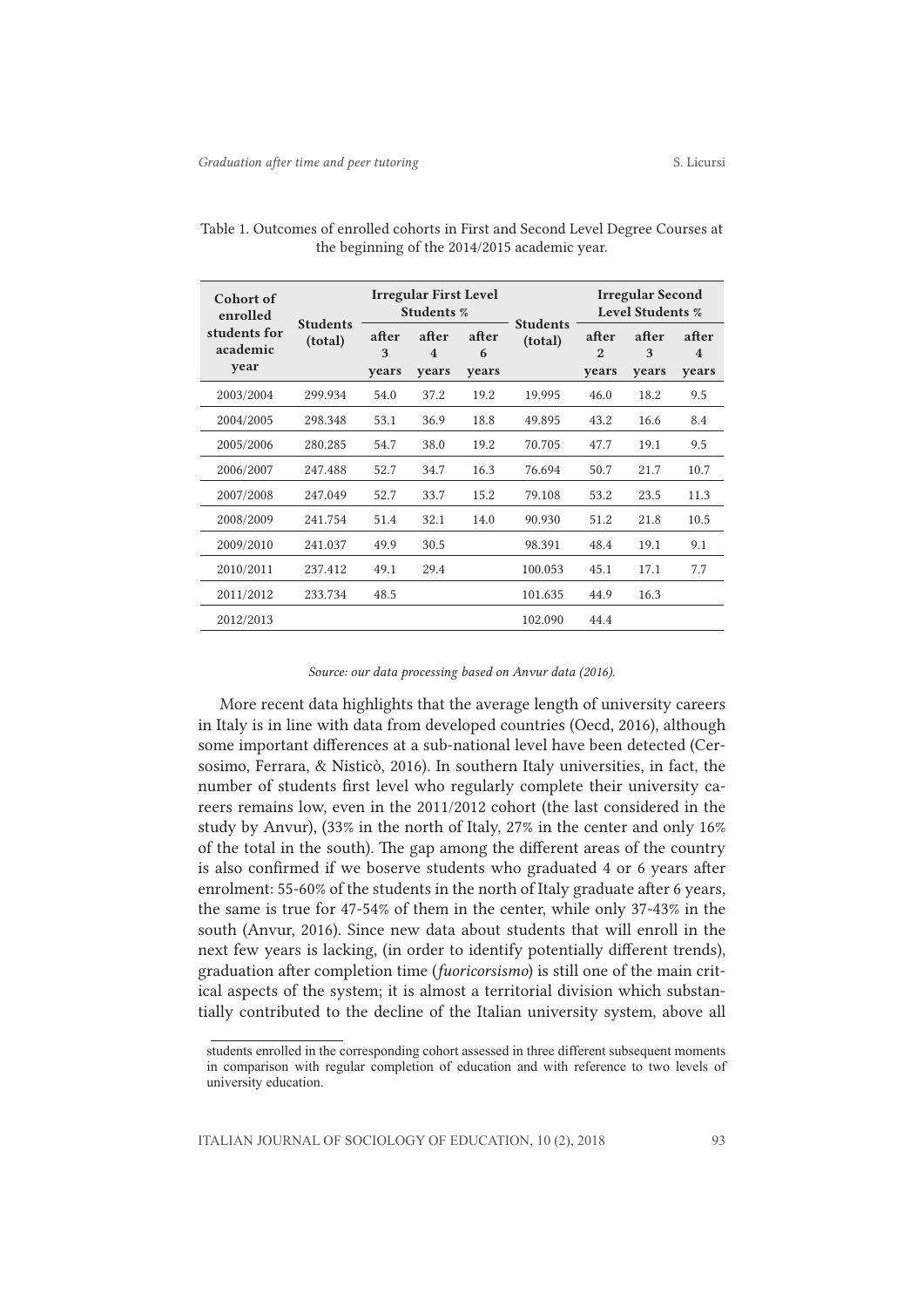Table 1. Outcomes of enrolled cohorts in First and Second Level Degree Courses at the beginning of the 2014/2015 academic year.

| Cohort of enrolled students for academic year | Students (total) | Irregular First Level Students % | | | Students (total) | Irregular Second Level Students % | | |
|---|---|---|---|---|---|---|---|---|
| | | after 3 years | after 4 years | after 6 years | | after 2 years | after 3 years | after 4 years |
| 2003/2004 | 299.934 | 54.0 | 37.2 | 19.2 | 19.995 | 46.0 | 18.2 | 9.5 |
| 2004/2005 | 298.348 | 53.1 | 36.9 | 18.8 | 49.895 | 43.2 | 16.6 | 8.4 |
| 2005/2006 | 280.285 | 54.7 | 38.0 | 19.2 | 70.705 | 47.7 | 19.1 | 9.5 |
| 2006/2007 | 247.488 | 52.7 | 34.7 | 16.3 | 76.694 | 50.7 | 21.7 | 10.7 |
| 2007/2008 | 247.049 | 52.7 | 33.7 | 15.2 | 79.108 | 53.2 | 23.5 | 11.3 |
| 2008/2009 | 241.754 | 51.4 | 32.1 | 14.0 | 90.930 | 51.2 | 21.8 | 10.5 |
| 2009/2010 | 241.037 | 49.9 | 30.5 | | 98.391 | 48.4 | 19.1 | 9.1 |
| 2010/2011 | 237.412 | 49.1 | 29.4 | | 100.053 | 45.1 | 17.1 | 7.7 |
| 2011/2012 | 233.734 | 48.5 | | | 101.635 | 44.9 | 16.3 | |
| 2012/2013 | | | | | 102.090 | 44.4 | | |

*Source: our data processing based on Anvur data (2016).*

More recent data highlights that the average length of university careers in Italy is in line with data from developed countries (Oecd, 2016), although some important differences at a sub-national level have been detected (Cersosimo, Ferrara, & Nisticò, 2016). In southern Italy universities, in fact, the number of students first level who regularly complete their university careers remains low, even in the 2011/2012 cohort (the last considered in the study by Anvur), (33% in the north of Italy, 27% in the center and only 16% of the total in the south). The gap among the different areas of the country is also confirmed if we boserve students who graduated 4 or 6 years after enrolment: 55-60% of the students in the north of Italy graduate after 6 years, the same is true for 47-54% of them in the center, while only 37-43% in the south (Anvur, 2016). Since new data about students that will enroll in the next few years is lacking, (in order to identify potentially different trends), graduation after completion time (*fuoricorsismo*) is still one of the main critical aspects of the system; it is almost a territorial division which substantially contributed to the decline of the Italian university system, above all

students enrolled in the corresponding cohort assessed in three different subsequent moments in comparison with regular completion of education and with reference to two levels of university education.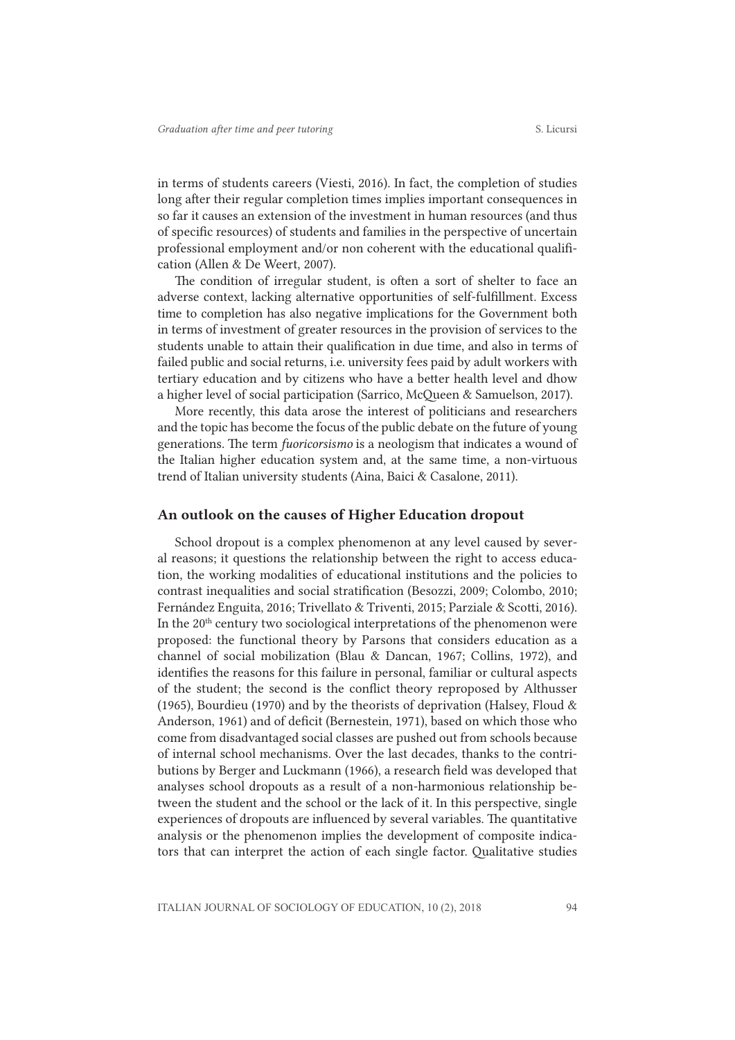in terms of students careers (Viesti, 2016). In fact, the completion of studies long after their regular completion times implies important consequences in so far it causes an extension of the investment in human resources (and thus of specific resources) of students and families in the perspective of uncertain professional employment and/or non coherent with the educational qualification (Allen & De Weert, 2007).

The condition of irregular student, is often a sort of shelter to face an adverse context, lacking alternative opportunities of self-fulfillment. Excess time to completion has also negative implications for the Government both in terms of investment of greater resources in the provision of services to the students unable to attain their qualification in due time, and also in terms of failed public and social returns, i.e. university fees paid by adult workers with tertiary education and by citizens who have a better health level and dhow a higher level of social participation (Sarrico, McQueen & Samuelson, 2017).

More recently, this data arose the interest of politicians and researchers and the topic has become the focus of the public debate on the future of young generations. The term *fuoricorsismo* is a neologism that indicates a wound of the Italian higher education system and, at the same time, a non-virtuous trend of Italian university students (Aina, Baici & Casalone, 2011).

## An outlook on the causes of Higher Education dropout

School dropout is a complex phenomenon at any level caused by several reasons; it questions the relationship between the right to access education, the working modalities of educational institutions and the policies to contrast inequalities and social stratification (Besozzi, 2009; Colombo, 2010; Fernández Enguita, 2016; Trivellato & Triventi, 2015; Parziale & Scotti, 2016). In the 20th century two sociological interpretations of the phenomenon were proposed: the functional theory by Parsons that considers education as a channel of social mobilization (Blau & Dancan, 1967; Collins, 1972), and identifies the reasons for this failure in personal, familiar or cultural aspects of the student; the second is the conflict theory reproposed by Althusser (1965), Bourdieu (1970) and by the theorists of deprivation (Halsey, Floud & Anderson, 1961) and of deficit (Bernestein, 1971), based on which those who come from disadvantaged social classes are pushed out from schools because of internal school mechanisms. Over the last decades, thanks to the contributions by Berger and Luckmann (1966), a research field was developed that analyses school dropouts as a result of a non-harmonious relationship between the student and the school or the lack of it. In this perspective, single experiences of dropouts are influenced by several variables. The quantitative analysis or the phenomenon implies the development of composite indicators that can interpret the action of each single factor. Qualitative studies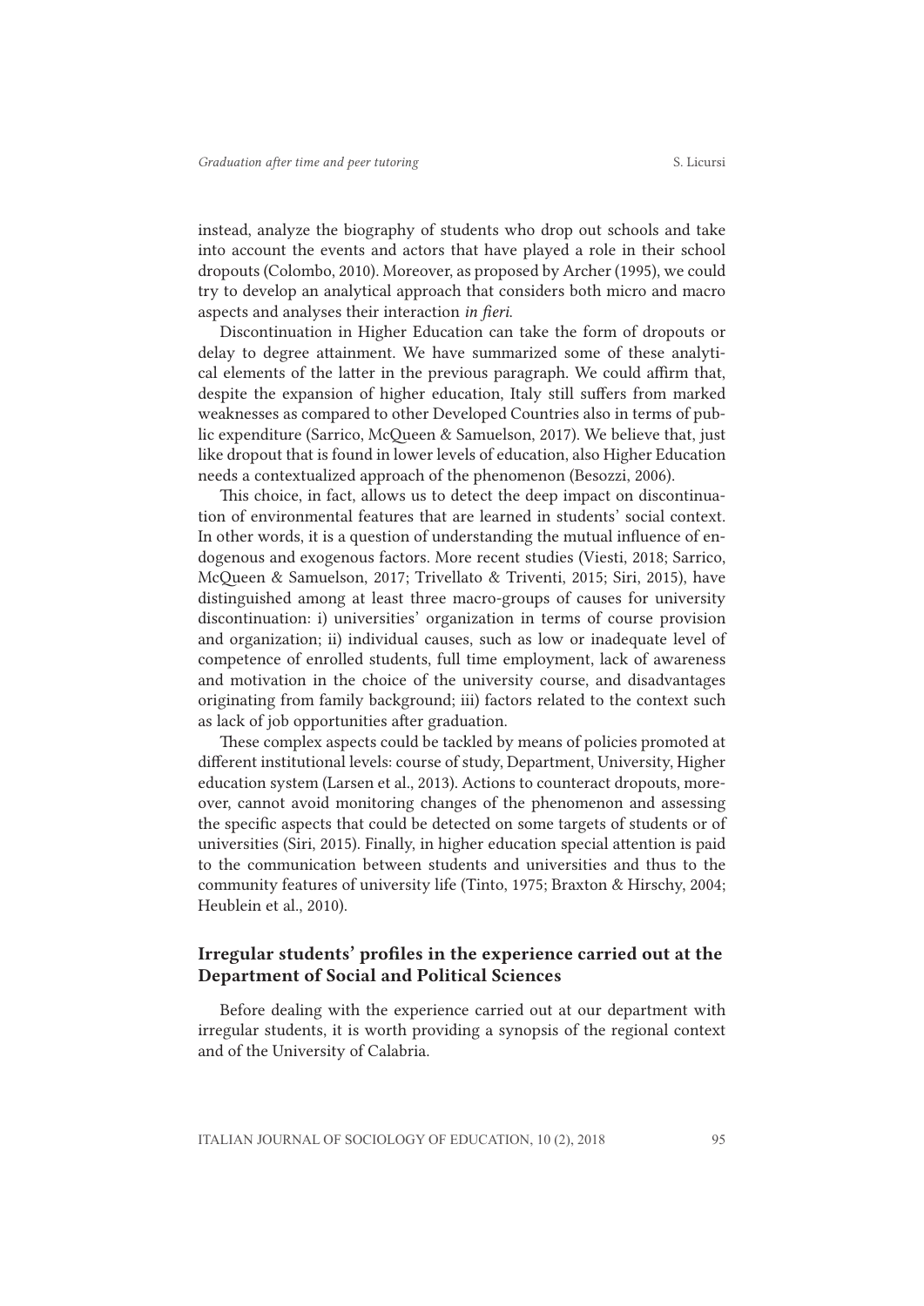instead, analyze the biography of students who drop out schools and take into account the events and actors that have played a role in their school dropouts (Colombo, 2010). Moreover, as proposed by Archer (1995), we could try to develop an analytical approach that considers both micro and macro aspects and analyses their interaction *in fieri*.

Discontinuation in Higher Education can take the form of dropouts or delay to degree attainment. We have summarized some of these analytical elements of the latter in the previous paragraph. We could affirm that, despite the expansion of higher education, Italy still suffers from marked weaknesses as compared to other Developed Countries also in terms of public expenditure (Sarrico, McQueen & Samuelson, 2017). We believe that, just like dropout that is found in lower levels of education, also Higher Education needs a contextualized approach of the phenomenon (Besozzi, 2006).

This choice, in fact, allows us to detect the deep impact on discontinuation of environmental features that are learned in students' social context. In other words, it is a question of understanding the mutual influence of endogenous and exogenous factors. More recent studies (Viesti, 2018; Sarrico, McQueen & Samuelson, 2017; Trivellato & Triventi, 2015; Siri, 2015), have distinguished among at least three macro-groups of causes for university discontinuation: i) universities' organization in terms of course provision and organization; ii) individual causes, such as low or inadequate level of competence of enrolled students, full time employment, lack of awareness and motivation in the choice of the university course, and disadvantages originating from family background; iii) factors related to the context such as lack of job opportunities after graduation.

These complex aspects could be tackled by means of policies promoted at different institutional levels: course of study, Department, University, Higher education system (Larsen et al., 2013). Actions to counteract dropouts, moreover, cannot avoid monitoring changes of the phenomenon and assessing the specific aspects that could be detected on some targets of students or of universities (Siri, 2015). Finally, in higher education special attention is paid to the communication between students and universities and thus to the community features of university life (Tinto, 1975; Braxton & Hirschy, 2004; Heublein et al., 2010).

## Irregular students' profiles in the experience carried out at the Department of Social and Political Sciences

Before dealing with the experience carried out at our department with irregular students, it is worth providing a synopsis of the regional context and of the University of Calabria.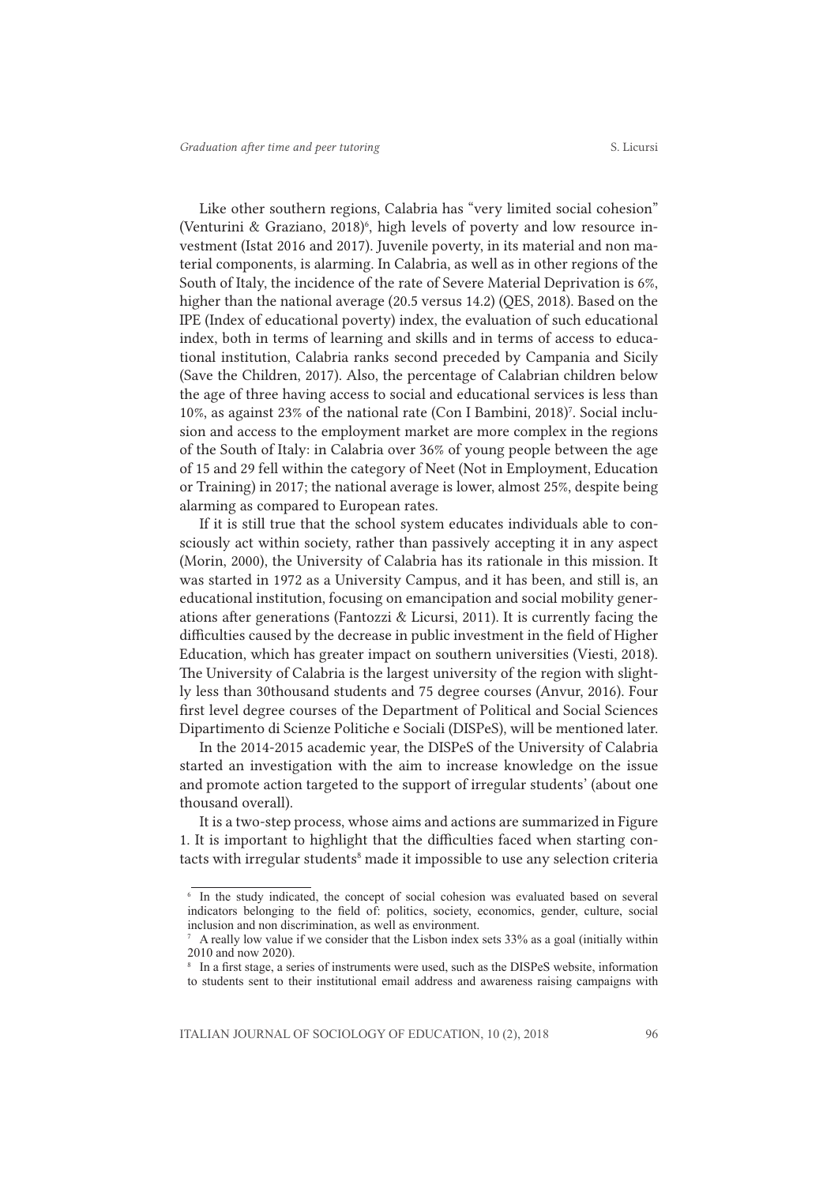Like other southern regions, Calabria has "very limited social cohesion" (Venturini & Graziano, 2018)[6], high levels of poverty and low resource investment (Istat 2016 and 2017). Juvenile poverty, in its material and non material components, is alarming. In Calabria, as well as in other regions of the South of Italy, the incidence of the rate of Severe Material Deprivation is 6%, higher than the national average (20.5 versus 14.2) (QES, 2018). Based on the IPE (Index of educational poverty) index, the evaluation of such educational index, both in terms of learning and skills and in terms of access to educational institution, Calabria ranks second preceded by Campania and Sicily (Save the Children, 2017). Also, the percentage of Calabrian children below the age of three having access to social and educational services is less than 10%, as against 23% of the national rate (Con I Bambini, 2018)[7]. Social inclusion and access to the employment market are more complex in the regions of the South of Italy: in Calabria over 36% of young people between the age of 15 and 29 fell within the category of Neet (Not in Employment, Education or Training) in 2017; the national average is lower, almost 25%, despite being alarming as compared to European rates.

If it is still true that the school system educates individuals able to consciously act within society, rather than passively accepting it in any aspect (Morin, 2000), the University of Calabria has its rationale in this mission. It was started in 1972 as a University Campus, and it has been, and still is, an educational institution, focusing on emancipation and social mobility generations after generations (Fantozzi & Licursi, 2011). It is currently facing the difficulties caused by the decrease in public investment in the field of Higher Education, which has greater impact on southern universities (Viesti, 2018). The University of Calabria is the largest university of the region with slightly less than 30thousand students and 75 degree courses (Anvur, 2016). Four first level degree courses of the Department of Political and Social Sciences Dipartimento di Scienze Politiche e Sociali (DISPeS), will be mentioned later.

In the 2014-2015 academic year, the DISPeS of the University of Calabria started an investigation with the aim to increase knowledge on the issue and promote action targeted to the support of irregular students' (about one thousand overall).

It is a two-step process, whose aims and actions are summarized in Figure 1. It is important to highlight that the difficulties faced when starting contacts with irregular students[8] made it impossible to use any selection criteria

---

[6] In the study indicated, the concept of social cohesion was evaluated based on several indicators belonging to the field of: politics, society, economics, gender, culture, social inclusion and non discrimination, as well as environment.

[7] A really low value if we consider that the Lisbon index sets 33% as a goal (initially within 2010 and now 2020).

[8] In a first stage, a series of instruments were used, such as the DISPeS website, information to students sent to their institutional email address and awareness raising campaigns with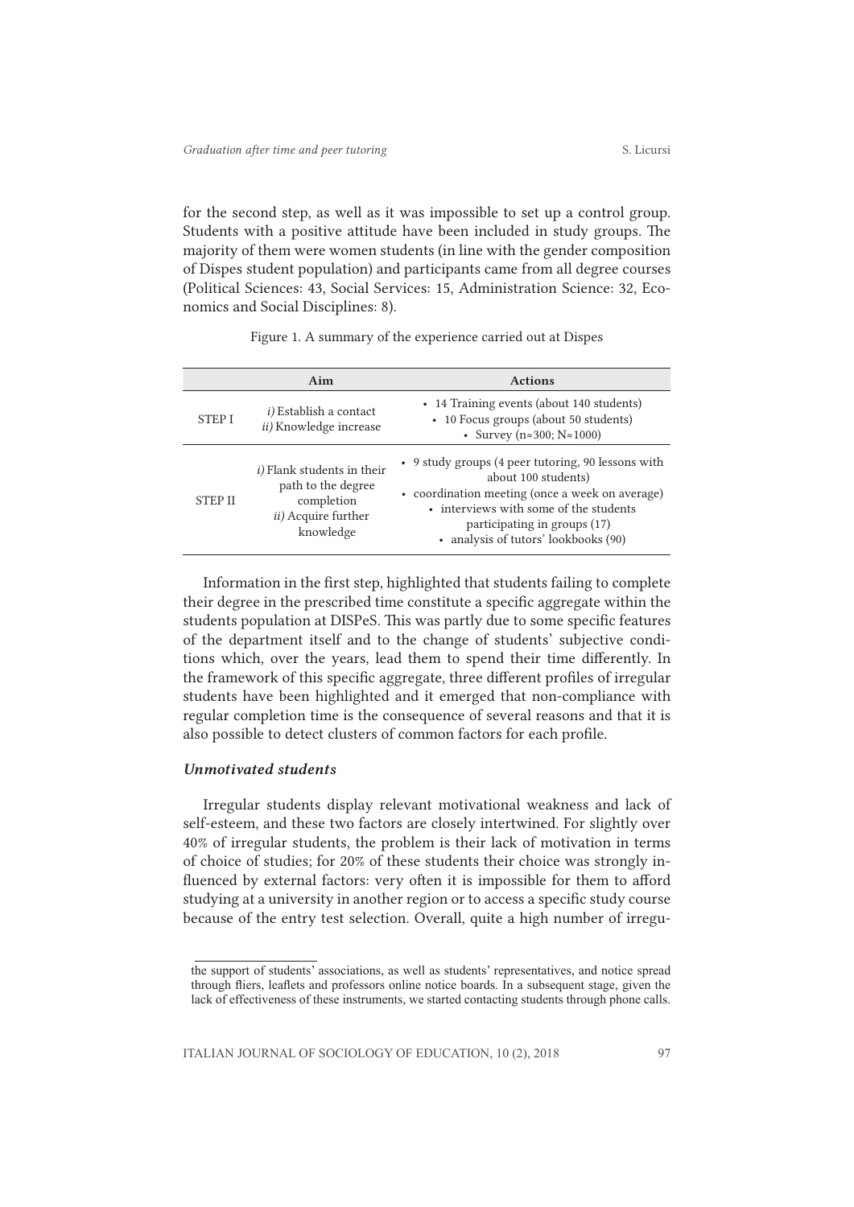for the second step, as well as it was impossible to set up a control group. Students with a positive attitude have been included in study groups. The majority of them were women students (in line with the gender composition of Dispes student population) and participants came from all degree courses (Political Sciences: 43, Social Services: 15, Administration Science: 32, Economics and Social Disciplines: 8).

Figure 1. A summary of the experience carried out at Dispes

| | Aim | Actions |
|---|---|---|
| STEP I | *i)* Establish a contact<br>*ii)* Knowledge increase | • 14 Training events (about 140 students)<br>• 10 Focus groups (about 50 students)<br>• Survey (n≈300; N≈1000) |
| STEP II | *i)* Flank students in their path to the degree completion<br>*ii)* Acquire further knowledge | • 9 study groups (4 peer tutoring, 90 lessons with about 100 students)<br>• coordination meeting (once a week on average)<br>• interviews with some of the students participating in groups (17)<br>• analysis of tutors' lookbooks (90) |

Information in the first step, highlighted that students failing to complete their degree in the prescribed time constitute a specific aggregate within the students population at DISPeS. This was partly due to some specific features of the department itself and to the change of students' subjective conditions which, over the years, lead them to spend their time differently. In the framework of this specific aggregate, three different profiles of irregular students have been highlighted and it emerged that non-compliance with regular completion time is the consequence of several reasons and that it is also possible to detect clusters of common factors for each profile.

### *Unmotivated students*

Irregular students display relevant motivational weakness and lack of self-esteem, and these two factors are closely intertwined. For slightly over 40% of irregular students, the problem is their lack of motivation in terms of choice of studies; for 20% of these students their choice was strongly influenced by external factors: very often it is impossible for them to afford studying at a university in another region or to access a specific study course because of the entry test selection. Overall, quite a high number of irregu-

the support of students' associations, as well as students' representatives, and notice spread through fliers, leaflets and professors online notice boards. In a subsequent stage, given the lack of effectiveness of these instruments, we started contacting students through phone calls.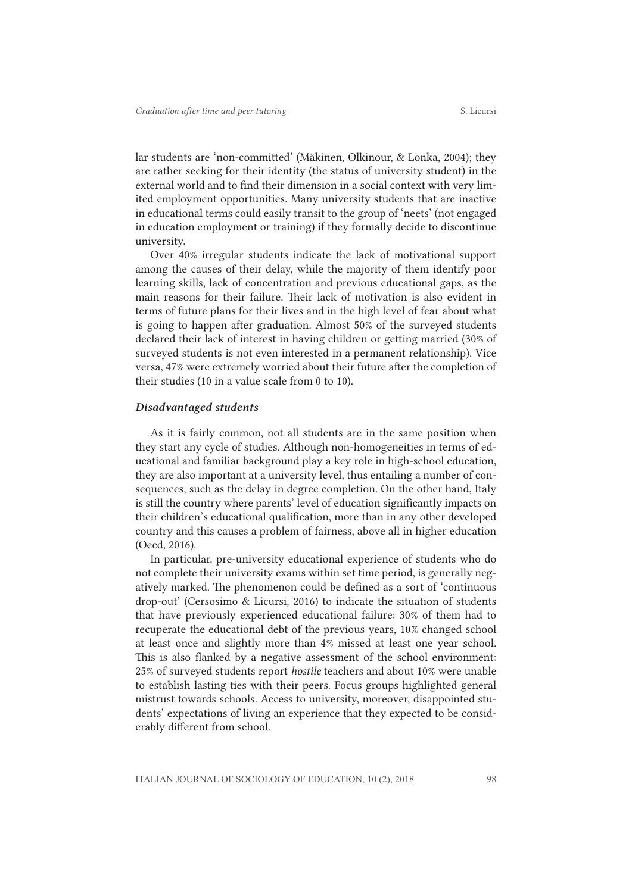lar students are 'non-committed' (Mäkinen, Olkinour, & Lonka, 2004); they are rather seeking for their identity (the status of university student) in the external world and to find their dimension in a social context with very limited employment opportunities. Many university students that are inactive in educational terms could easily transit to the group of 'neets' (not engaged in education employment or training) if they formally decide to discontinue university.

Over 40% irregular students indicate the lack of motivational support among the causes of their delay, while the majority of them identify poor learning skills, lack of concentration and previous educational gaps, as the main reasons for their failure. Their lack of motivation is also evident in terms of future plans for their lives and in the high level of fear about what is going to happen after graduation. Almost 50% of the surveyed students declared their lack of interest in having children or getting married (30% of surveyed students is not even interested in a permanent relationship). Vice versa, 47% were extremely worried about their future after the completion of their studies (10 in a value scale from 0 to 10).

### *Disadvantaged students*

As it is fairly common, not all students are in the same position when they start any cycle of studies. Although non-homogeneities in terms of educational and familiar background play a key role in high-school education, they are also important at a university level, thus entailing a number of consequences, such as the delay in degree completion. On the other hand, Italy is still the country where parents' level of education significantly impacts on their children's educational qualification, more than in any other developed country and this causes a problem of fairness, above all in higher education (Oecd, 2016).

In particular, pre-university educational experience of students who do not complete their university exams within set time period, is generally negatively marked. The phenomenon could be defined as a sort of 'continuous drop-out' (Cersosimo & Licursi, 2016) to indicate the situation of students that have previously experienced educational failure: 30% of them had to recuperate the educational debt of the previous years, 10% changed school at least once and slightly more than 4% missed at least one year school. This is also flanked by a negative assessment of the school environment: 25% of surveyed students report *hostile* teachers and about 10% were unable to establish lasting ties with their peers. Focus groups highlighted general mistrust towards schools. Access to university, moreover, disappointed students' expectations of living an experience that they expected to be considerably different from school.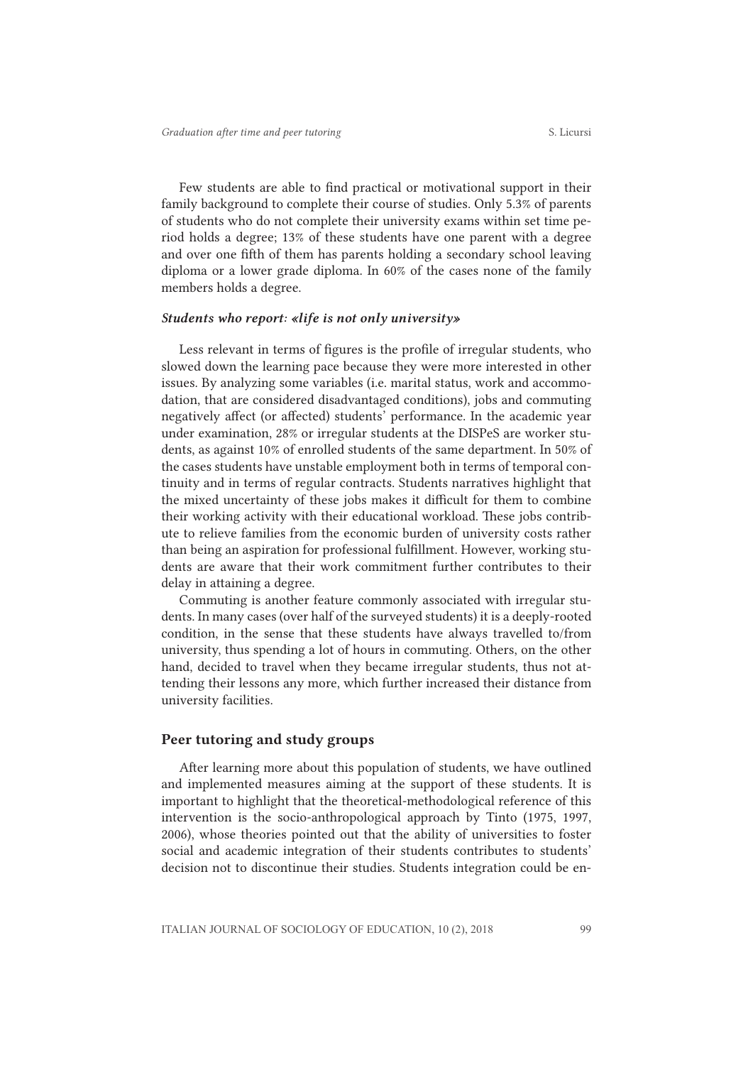Few students are able to find practical or motivational support in their family background to complete their course of studies. Only 5.3% of parents of students who do not complete their university exams within set time period holds a degree; 13% of these students have one parent with a degree and over one fifth of them has parents holding a secondary school leaving diploma or a lower grade diploma. In 60% of the cases none of the family members holds a degree.

### *Students who report: «life is not only university»*

Less relevant in terms of figures is the profile of irregular students, who slowed down the learning pace because they were more interested in other issues. By analyzing some variables (i.e. marital status, work and accommodation, that are considered disadvantaged conditions), jobs and commuting negatively affect (or affected) students' performance. In the academic year under examination, 28% or irregular students at the DISPeS are worker students, as against 10% of enrolled students of the same department. In 50% of the cases students have unstable employment both in terms of temporal continuity and in terms of regular contracts. Students narratives highlight that the mixed uncertainty of these jobs makes it difficult for them to combine their working activity with their educational workload. These jobs contribute to relieve families from the economic burden of university costs rather than being an aspiration for professional fulfillment. However, working students are aware that their work commitment further contributes to their delay in attaining a degree.

Commuting is another feature commonly associated with irregular students. In many cases (over half of the surveyed students) it is a deeply-rooted condition, in the sense that these students have always travelled to/from university, thus spending a lot of hours in commuting. Others, on the other hand, decided to travel when they became irregular students, thus not attending their lessons any more, which further increased their distance from university facilities.

## Peer tutoring and study groups

After learning more about this population of students, we have outlined and implemented measures aiming at the support of these students. It is important to highlight that the theoretical-methodological reference of this intervention is the socio-anthropological approach by Tinto (1975, 1997, 2006), whose theories pointed out that the ability of universities to foster social and academic integration of their students contributes to students' decision not to discontinue their studies. Students integration could be en-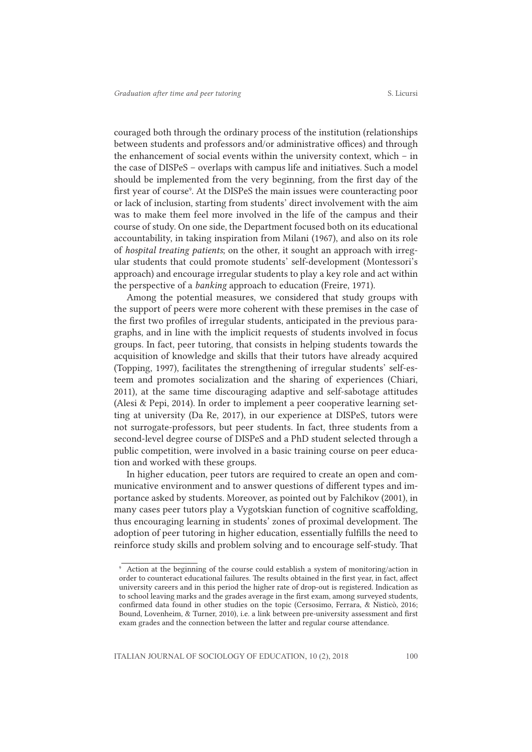couraged both through the ordinary process of the institution (relationships between students and professors and/or administrative offices) and through the enhancement of social events within the university context, which – in the case of DISPeS – overlaps with campus life and initiatives. Such a model should be implemented from the very beginning, from the first day of the first year of course[9]. At the DISPeS the main issues were counteracting poor or lack of inclusion, starting from students' direct involvement with the aim was to make them feel more involved in the life of the campus and their course of study. On one side, the Department focused both on its educational accountability, in taking inspiration from Milani (1967), and also on its role of *hospital treating patients*; on the other, it sought an approach with irregular students that could promote students' self-development (Montessori's approach) and encourage irregular students to play a key role and act within the perspective of a *banking* approach to education (Freire, 1971).

Among the potential measures, we considered that study groups with the support of peers were more coherent with these premises in the case of the first two profiles of irregular students, anticipated in the previous paragraphs, and in line with the implicit requests of students involved in focus groups. In fact, peer tutoring, that consists in helping students towards the acquisition of knowledge and skills that their tutors have already acquired (Topping, 1997), facilitates the strengthening of irregular students' self-esteem and promotes socialization and the sharing of experiences (Chiari, 2011), at the same time discouraging adaptive and self-sabotage attitudes (Alesi & Pepi, 2014). In order to implement a peer cooperative learning setting at university (Da Re, 2017), in our experience at DISPeS, tutors were not surrogate-professors, but peer students. In fact, three students from a second-level degree course of DISPeS and a PhD student selected through a public competition, were involved in a basic training course on peer education and worked with these groups.

In higher education, peer tutors are required to create an open and communicative environment and to answer questions of different types and importance asked by students. Moreover, as pointed out by Falchikov (2001), in many cases peer tutors play a Vygotskian function of cognitive scaffolding, thus encouraging learning in students' zones of proximal development. The adoption of peer tutoring in higher education, essentially fulfills the need to reinforce study skills and problem solving and to encourage self-study. That

---

[9] Action at the beginning of the course could establish a system of monitoring/action in order to counteract educational failures. The results obtained in the first year, in fact, affect university careers and in this period the higher rate of drop-out is registered. Indication as to school leaving marks and the grades average in the first exam, among surveyed students, confirmed data found in other studies on the topic (Cersosimo, Ferrara, & Nisticò, 2016; Bound, Lovenheim, & Turner, 2010), i.e. a link between pre-university assessment and first exam grades and the connection between the latter and regular course attendance.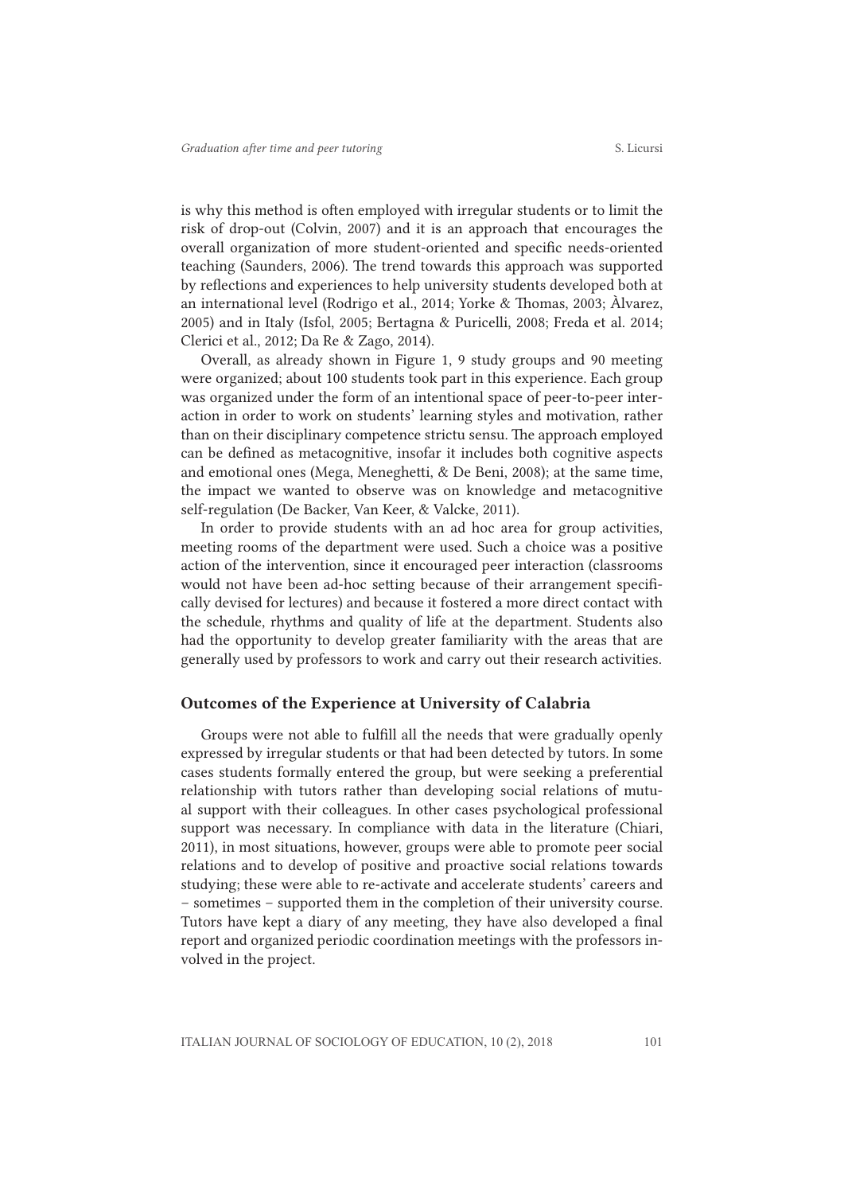is why this method is often employed with irregular students or to limit the risk of drop-out (Colvin, 2007) and it is an approach that encourages the overall organization of more student-oriented and specific needs-oriented teaching (Saunders, 2006). The trend towards this approach was supported by reflections and experiences to help university students developed both at an international level (Rodrigo et al., 2014; Yorke & Thomas, 2003; Àlvarez, 2005) and in Italy (Isfol, 2005; Bertagna & Puricelli, 2008; Freda et al. 2014; Clerici et al., 2012; Da Re & Zago, 2014).

Overall, as already shown in Figure 1, 9 study groups and 90 meeting were organized; about 100 students took part in this experience. Each group was organized under the form of an intentional space of peer-to-peer interaction in order to work on students' learning styles and motivation, rather than on their disciplinary competence strictu sensu. The approach employed can be defined as metacognitive, insofar it includes both cognitive aspects and emotional ones (Mega, Meneghetti, & De Beni, 2008); at the same time, the impact we wanted to observe was on knowledge and metacognitive self-regulation (De Backer, Van Keer, & Valcke, 2011).

In order to provide students with an ad hoc area for group activities, meeting rooms of the department were used. Such a choice was a positive action of the intervention, since it encouraged peer interaction (classrooms would not have been ad-hoc setting because of their arrangement specifically devised for lectures) and because it fostered a more direct contact with the schedule, rhythms and quality of life at the department. Students also had the opportunity to develop greater familiarity with the areas that are generally used by professors to work and carry out their research activities.

## Outcomes of the Experience at University of Calabria

Groups were not able to fulfill all the needs that were gradually openly expressed by irregular students or that had been detected by tutors. In some cases students formally entered the group, but were seeking a preferential relationship with tutors rather than developing social relations of mutual support with their colleagues. In other cases psychological professional support was necessary. In compliance with data in the literature (Chiari, 2011), in most situations, however, groups were able to promote peer social relations and to develop of positive and proactive social relations towards studying; these were able to re-activate and accelerate students' careers and – sometimes – supported them in the completion of their university course. Tutors have kept a diary of any meeting, they have also developed a final report and organized periodic coordination meetings with the professors involved in the project.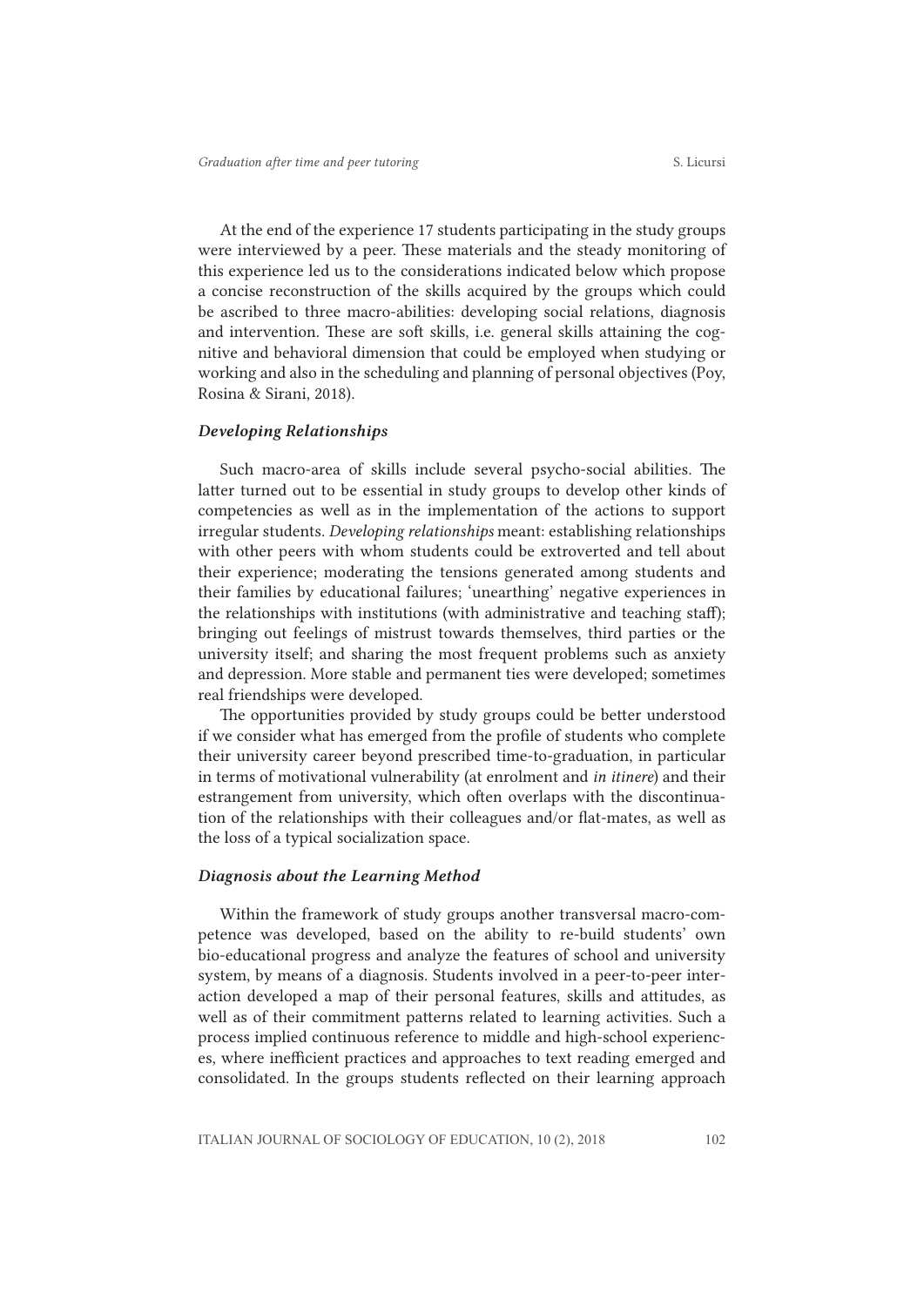At the end of the experience 17 students participating in the study groups were interviewed by a peer. These materials and the steady monitoring of this experience led us to the considerations indicated below which propose a concise reconstruction of the skills acquired by the groups which could be ascribed to three macro-abilities: developing social relations, diagnosis and intervention. These are soft skills, i.e. general skills attaining the cognitive and behavioral dimension that could be employed when studying or working and also in the scheduling and planning of personal objectives (Poy, Rosina & Sirani, 2018).

### *Developing Relationships*

Such macro-area of skills include several psycho-social abilities. The latter turned out to be essential in study groups to develop other kinds of competencies as well as in the implementation of the actions to support irregular students. *Developing relationships* meant: establishing relationships with other peers with whom students could be extroverted and tell about their experience; moderating the tensions generated among students and their families by educational failures; 'unearthing' negative experiences in the relationships with institutions (with administrative and teaching staff); bringing out feelings of mistrust towards themselves, third parties or the university itself; and sharing the most frequent problems such as anxiety and depression. More stable and permanent ties were developed; sometimes real friendships were developed.

The opportunities provided by study groups could be better understood if we consider what has emerged from the profile of students who complete their university career beyond prescribed time-to-graduation, in particular in terms of motivational vulnerability (at enrolment and *in itinere*) and their estrangement from university, which often overlaps with the discontinuation of the relationships with their colleagues and/or flat-mates, as well as the loss of a typical socialization space.

### *Diagnosis about the Learning Method*

Within the framework of study groups another transversal macro-competence was developed, based on the ability to re-build students' own bio-educational progress and analyze the features of school and university system, by means of a diagnosis. Students involved in a peer-to-peer interaction developed a map of their personal features, skills and attitudes, as well as of their commitment patterns related to learning activities. Such a process implied continuous reference to middle and high-school experiences, where inefficient practices and approaches to text reading emerged and consolidated. In the groups students reflected on their learning approach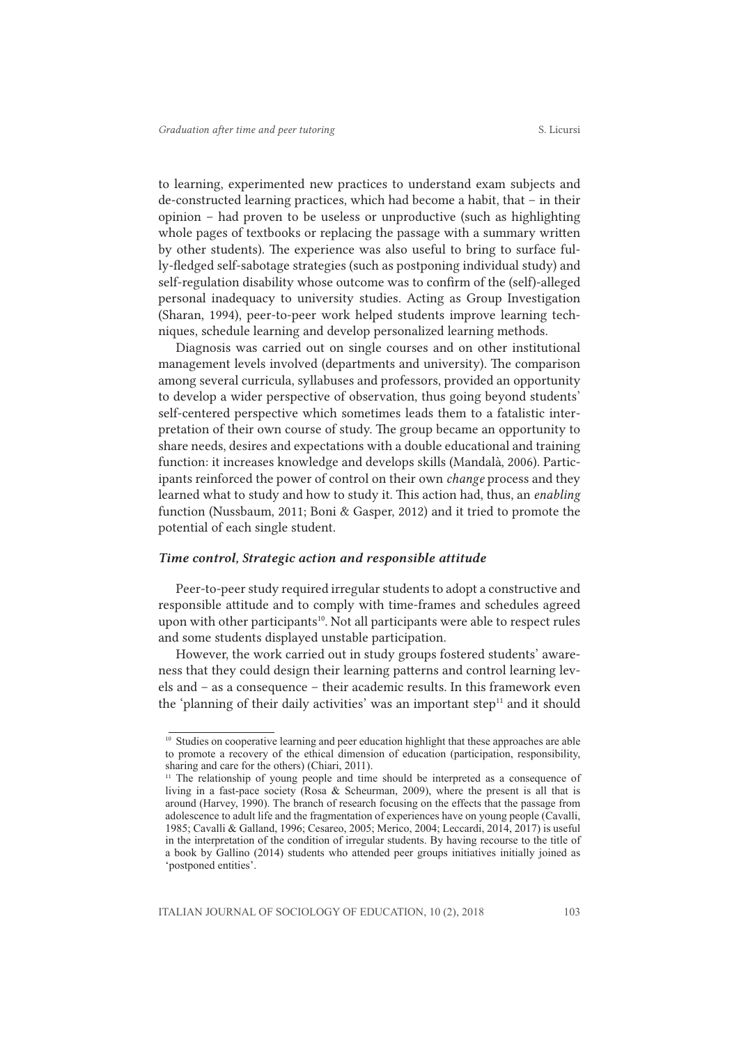to learning, experimented new practices to understand exam subjects and de-constructed learning practices, which had become a habit, that – in their opinion – had proven to be useless or unproductive (such as highlighting whole pages of textbooks or replacing the passage with a summary written by other students). The experience was also useful to bring to surface fully-fledged self-sabotage strategies (such as postponing individual study) and self-regulation disability whose outcome was to confirm of the (self)-alleged personal inadequacy to university studies. Acting as Group Investigation (Sharan, 1994), peer-to-peer work helped students improve learning techniques, schedule learning and develop personalized learning methods.

Diagnosis was carried out on single courses and on other institutional management levels involved (departments and university). The comparison among several curricula, syllabuses and professors, provided an opportunity to develop a wider perspective of observation, thus going beyond students' self-centered perspective which sometimes leads them to a fatalistic interpretation of their own course of study. The group became an opportunity to share needs, desires and expectations with a double educational and training function: it increases knowledge and develops skills (Mandalà, 2006). Participants reinforced the power of control on their own *change* process and they learned what to study and how to study it. This action had, thus, an *enabling* function (Nussbaum, 2011; Boni & Gasper, 2012) and it tried to promote the potential of each single student.

### *Time control, Strategic action and responsible attitude*

Peer-to-peer study required irregular students to adopt a constructive and responsible attitude and to comply with time-frames and schedules agreed upon with other participants[10]. Not all participants were able to respect rules and some students displayed unstable participation.

However, the work carried out in study groups fostered students' awareness that they could design their learning patterns and control learning levels and – as a consequence – their academic results. In this framework even the 'planning of their daily activities' was an important step[11] and it should

---

[10] Studies on cooperative learning and peer education highlight that these approaches are able to promote a recovery of the ethical dimension of education (participation, responsibility, sharing and care for the others) (Chiari, 2011).

[11] The relationship of young people and time should be interpreted as a consequence of living in a fast-pace society (Rosa & Scheurman, 2009), where the present is all that is around (Harvey, 1990). The branch of research focusing on the effects that the passage from adolescence to adult life and the fragmentation of experiences have on young people (Cavalli, 1985; Cavalli & Galland, 1996; Cesareo, 2005; Merico, 2004; Leccardi, 2014, 2017) is useful in the interpretation of the condition of irregular students. By having recourse to the title of a book by Gallino (2014) students who attended peer groups initiatives initially joined as 'postponed entities'.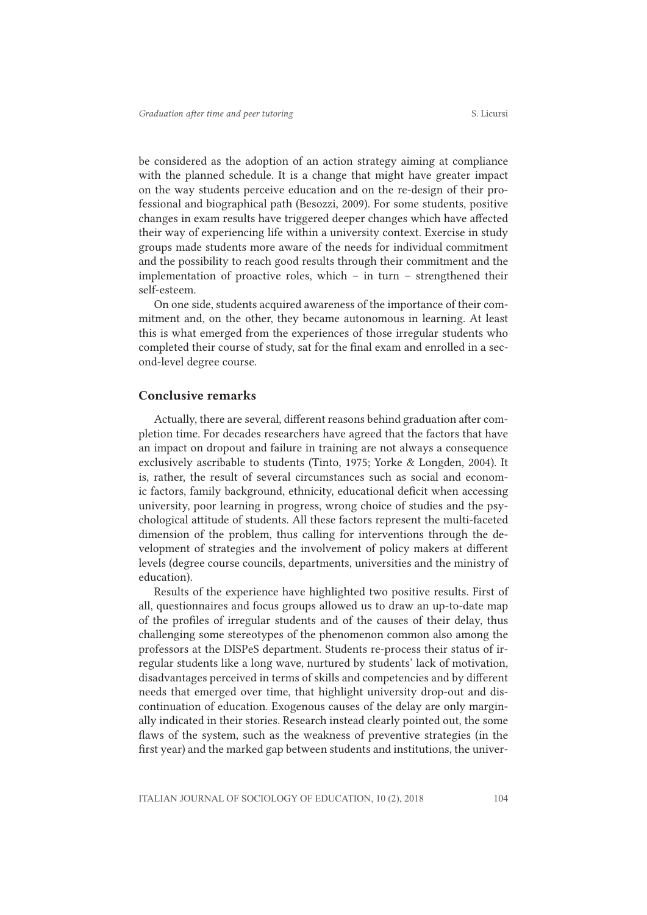be considered as the adoption of an action strategy aiming at compliance with the planned schedule. It is a change that might have greater impact on the way students perceive education and on the re-design of their professional and biographical path (Besozzi, 2009). For some students, positive changes in exam results have triggered deeper changes which have affected their way of experiencing life within a university context. Exercise in study groups made students more aware of the needs for individual commitment and the possibility to reach good results through their commitment and the implementation of proactive roles, which – in turn – strengthened their self-esteem.

On one side, students acquired awareness of the importance of their commitment and, on the other, they became autonomous in learning. At least this is what emerged from the experiences of those irregular students who completed their course of study, sat for the final exam and enrolled in a second-level degree course.

## Conclusive remarks

Actually, there are several, different reasons behind graduation after completion time. For decades researchers have agreed that the factors that have an impact on dropout and failure in training are not always a consequence exclusively ascribable to students (Tinto, 1975; Yorke & Longden, 2004). It is, rather, the result of several circumstances such as social and economic factors, family background, ethnicity, educational deficit when accessing university, poor learning in progress, wrong choice of studies and the psychological attitude of students. All these factors represent the multi-faceted dimension of the problem, thus calling for interventions through the development of strategies and the involvement of policy makers at different levels (degree course councils, departments, universities and the ministry of education).

Results of the experience have highlighted two positive results. First of all, questionnaires and focus groups allowed us to draw an up-to-date map of the profiles of irregular students and of the causes of their delay, thus challenging some stereotypes of the phenomenon common also among the professors at the DISPeS department. Students re-process their status of irregular students like a long wave, nurtured by students' lack of motivation, disadvantages perceived in terms of skills and competencies and by different needs that emerged over time, that highlight university drop-out and discontinuation of education. Exogenous causes of the delay are only marginally indicated in their stories. Research instead clearly pointed out, the some flaws of the system, such as the weakness of preventive strategies (in the first year) and the marked gap between students and institutions, the univer-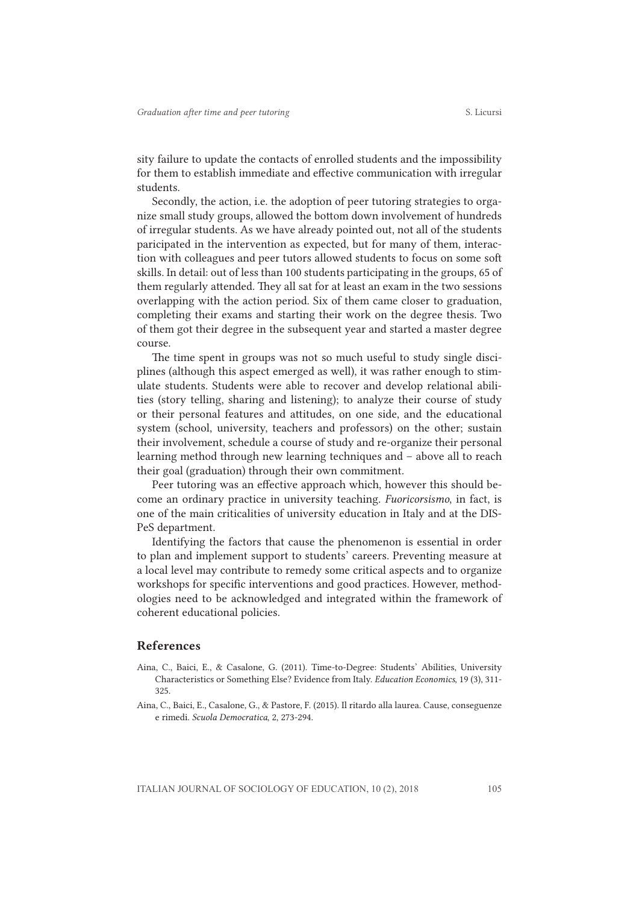sity failure to update the contacts of enrolled students and the impossibility for them to establish immediate and effective communication with irregular students.

Secondly, the action, i.e. the adoption of peer tutoring strategies to organize small study groups, allowed the bottom down involvement of hundreds of irregular students. As we have already pointed out, not all of the students paricipated in the intervention as expected, but for many of them, interaction with colleagues and peer tutors allowed students to focus on some soft skills. In detail: out of less than 100 students participating in the groups, 65 of them regularly attended. They all sat for at least an exam in the two sessions overlapping with the action period. Six of them came closer to graduation, completing their exams and starting their work on the degree thesis. Two of them got their degree in the subsequent year and started a master degree course.

The time spent in groups was not so much useful to study single disciplines (although this aspect emerged as well), it was rather enough to stimulate students. Students were able to recover and develop relational abilities (story telling, sharing and listening); to analyze their course of study or their personal features and attitudes, on one side, and the educational system (school, university, teachers and professors) on the other; sustain their involvement, schedule a course of study and re-organize their personal learning method through new learning techniques and – above all to reach their goal (graduation) through their own commitment.

Peer tutoring was an effective approach which, however this should become an ordinary practice in university teaching. *Fuoricorsismo*, in fact, is one of the main criticalities of university education in Italy and at the DISPeS department.

Identifying the factors that cause the phenomenon is essential in order to plan and implement support to students' careers. Preventing measure at a local level may contribute to remedy some critical aspects and to organize workshops for specific interventions and good practices. However, methodologies need to be acknowledged and integrated within the framework of coherent educational policies.

## References

Aina, C., Baici, E., & Casalone, G. (2011). Time-to-Degree: Students' Abilities, University Characteristics or Something Else? Evidence from Italy. *Education Economics*, 19 (3), 311-325.

Aina, C., Baici, E., Casalone, G., & Pastore, F. (2015). Il ritardo alla laurea. Cause, conseguenze e rimedi. *Scuola Democratica*, 2, 273-294.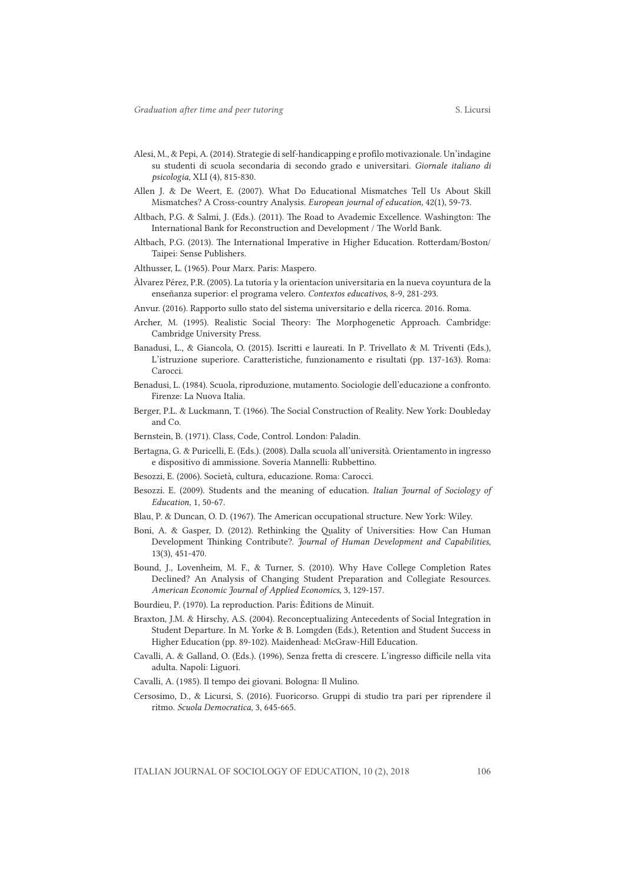Alesi, M., & Pepi, A. (2014). Strategie di self-handicapping e profilo motivazionale. Un'indagine su studenti di scuola secondaria di secondo grado e universitari. *Giornale italiano di psicologia*, XLI (4), 815-830.

Allen J. & De Weert, E. (2007). What Do Educational Mismatches Tell Us About Skill Mismatches? A Cross-country Analysis. *European journal of education*, 42(1), 59-73.

Altbach, P.G. & Salmi, J. (Eds.). (2011). The Road to Avademic Excellence. Washington: The International Bank for Reconstruction and Development / The World Bank.

Altbach, P.G. (2013). The International Imperative in Higher Education. Rotterdam/Boston/Taipei: Sense Publishers.

Althusser, L. (1965). Pour Marx. Paris: Maspero.

Àlvarez Pérez, P.R. (2005). La tutoría y la orientacíon universitaria en la nueva coyuntura de la enseñanza superior: el programa velero. *Contextos educativos*, 8-9, 281-293.

Anvur. (2016). Rapporto sullo stato del sistema universitario e della ricerca. 2016. Roma.

Archer, M. (1995). Realistic Social Theory: The Morphogenetic Approach. Cambridge: Cambridge University Press.

Banadusi, L., & Giancola, O. (2015). Iscritti e laureati. In P. Trivellato & M. Triventi (Eds.), L'istruzione superiore. Caratteristiche, funzionamento e risultati (pp. 137-163). Roma: Carocci.

Benadusi, L. (1984). Scuola, riproduzione, mutamento. Sociologie dell'educazione a confronto. Firenze: La Nuova Italia.

Berger, P.L. & Luckmann, T. (1966). The Social Construction of Reality. New York: Doubleday and Co.

Bernstein, B. (1971). Class, Code, Control. London: Paladin.

Bertagna, G. & Puricelli, E. (Eds.). (2008). Dalla scuola all'università. Orientamento in ingresso e dispositivo di ammissione. Soveria Mannelli: Rubbettino.

Besozzi, E. (2006). Società, cultura, educazione. Roma: Carocci.

Besozzi. E. (2009). Students and the meaning of education. *Italian Journal of Sociology of Education*, 1, 50-67.

Blau, P. & Duncan, O. D. (1967). The American occupational structure. New York: Wiley.

Boni, A. & Gasper, D. (2012). Rethinking the Quality of Universities: How Can Human Development Thinking Contribute?. *Journal of Human Development and Capabilities*, 13(3), 451-470.

Bound, J., Lovenheim, M. F., & Turner, S. (2010). Why Have College Completion Rates Declined? An Analysis of Changing Student Preparation and Collegiate Resources. *American Economic Journal of Applied Economics*, 3, 129-157.

Bourdieu, P. (1970). La reproduction. Paris: Èditions de Minuit.

Braxton, J.M. & Hirschy, A.S. (2004). Reconceptualizing Antecedents of Social Integration in Student Departure. In M. Yorke & B. Lomgden (Eds.), Retention and Student Success in Higher Education (pp. 89-102). Maidenhead: McGraw-Hill Education.

Cavalli, A. & Galland, O. (Eds.). (1996), Senza fretta di crescere. L'ingresso difficile nella vita adulta. Napoli: Liguori.

Cavalli, A. (1985). Il tempo dei giovani. Bologna: Il Mulino.

Cersosimo, D., & Licursi, S. (2016). Fuoricorso. Gruppi di studio tra pari per riprendere il ritmo. *Scuola Democratica*, 3, 645-665.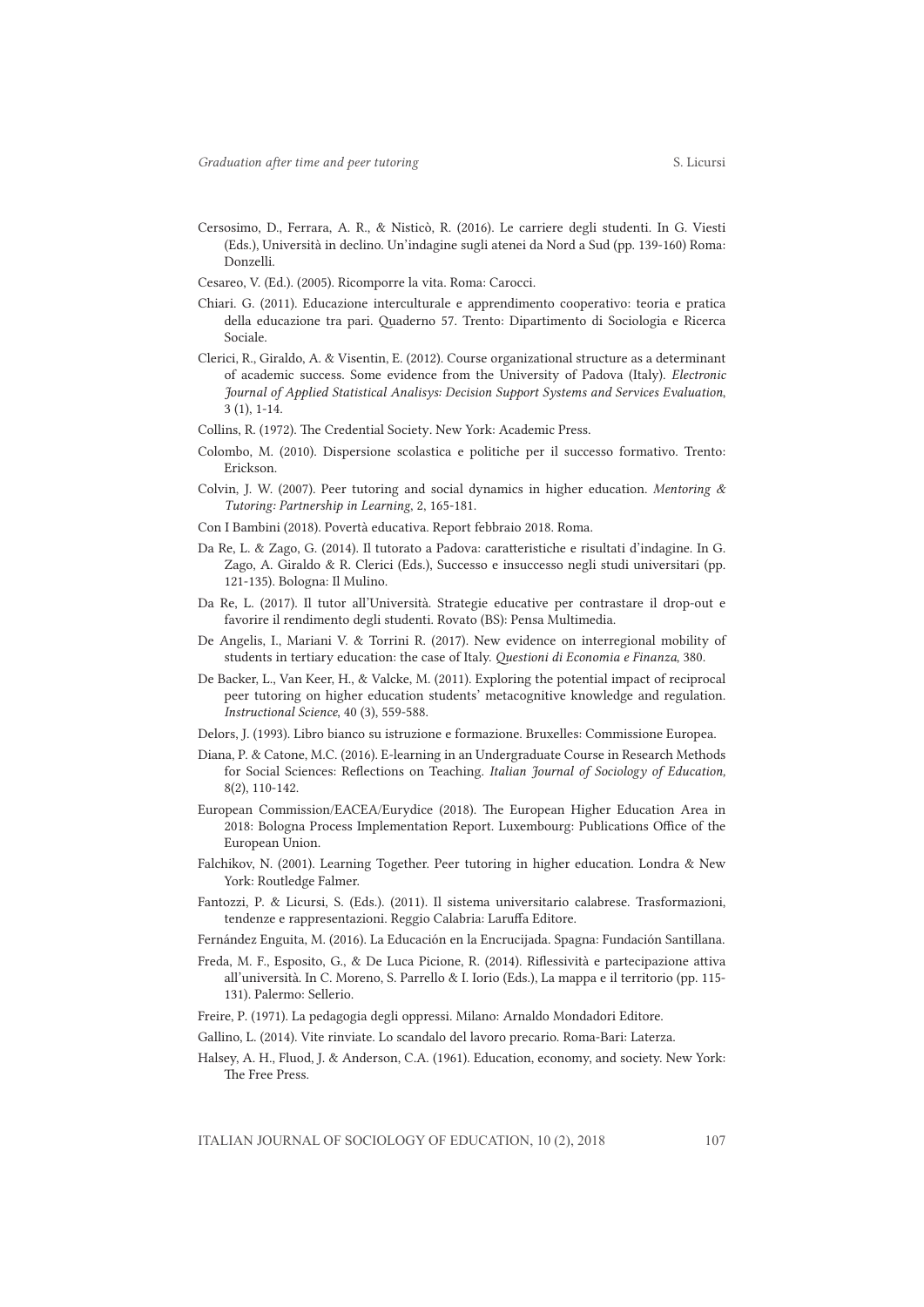Cersosimo, D., Ferrara, A. R., & Nisticò, R. (2016). Le carriere degli studenti. In G. Viesti (Eds.), Università in declino. Un'indagine sugli atenei da Nord a Sud (pp. 139-160) Roma: Donzelli.

Cesareo, V. (Ed.). (2005). Ricomporre la vita. Roma: Carocci.

Chiari. G. (2011). Educazione interculturale e apprendimento cooperativo: teoria e pratica della educazione tra pari. Quaderno 57. Trento: Dipartimento di Sociologia e Ricerca Sociale.

Clerici, R., Giraldo, A. & Visentin, E. (2012). Course organizational structure as a determinant of academic success. Some evidence from the University of Padova (Italy). *Electronic Journal of Applied Statistical Analisys: Decision Support Systems and Services Evaluation*, 3 (1), 1-14.

Collins, R. (1972). The Credential Society. New York: Academic Press.

Colombo, M. (2010). Dispersione scolastica e politiche per il successo formativo. Trento: Erickson.

Colvin, J. W. (2007). Peer tutoring and social dynamics in higher education. *Mentoring & Tutoring: Partnership in Learning*, 2, 165-181.

Con I Bambini (2018). Povertà educativa. Report febbraio 2018. Roma.

Da Re, L. & Zago, G. (2014). Il tutorato a Padova: caratteristiche e risultati d'indagine. In G. Zago, A. Giraldo & R. Clerici (Eds.), Successo e insuccesso negli studi universitari (pp. 121-135). Bologna: Il Mulino.

Da Re, L. (2017). Il tutor all'Università. Strategie educative per contrastare il drop-out e favorire il rendimento degli studenti. Rovato (BS): Pensa Multimedia.

De Angelis, I., Mariani V. & Torrini R. (2017). New evidence on interregional mobility of students in tertiary education: the case of Italy. *Questioni di Economia e Finanza*, 380.

De Backer, L., Van Keer, H., & Valcke, M. (2011). Exploring the potential impact of reciprocal peer tutoring on higher education students' metacognitive knowledge and regulation. *Instructional Science*, 40 (3), 559-588.

Delors, J. (1993). Libro bianco su istruzione e formazione. Bruxelles: Commissione Europea.

Diana, P. & Catone, M.C. (2016). E-learning in an Undergraduate Course in Research Methods for Social Sciences: Reflections on Teaching. *Italian Journal of Sociology of Education,* 8(2), 110-142.

European Commission/EACEA/Eurydice (2018). The European Higher Education Area in 2018: Bologna Process Implementation Report. Luxembourg: Publications Office of the European Union.

Falchikov, N. (2001). Learning Together. Peer tutoring in higher education. Londra & New York: Routledge Falmer.

Fantozzi, P. & Licursi, S. (Eds.). (2011). Il sistema universitario calabrese. Trasformazioni, tendenze e rappresentazioni. Reggio Calabria: Laruffa Editore.

Fernández Enguita, M. (2016). La Educación en la Encrucijada. Spagna: Fundación Santillana.

Freda, M. F., Esposito, G., & De Luca Picione, R. (2014). Riflessività e partecipazione attiva all'università. In C. Moreno, S. Parrello & I. Iorio (Eds.), La mappa e il territorio (pp. 115-131). Palermo: Sellerio.

Freire, P. (1971). La pedagogia degli oppressi. Milano: Arnaldo Mondadori Editore.

Gallino, L. (2014). Vite rinviate. Lo scandalo del lavoro precario. Roma-Bari: Laterza.

Halsey, A. H., Fluod, J. & Anderson, C.A. (1961). Education, economy, and society. New York: The Free Press.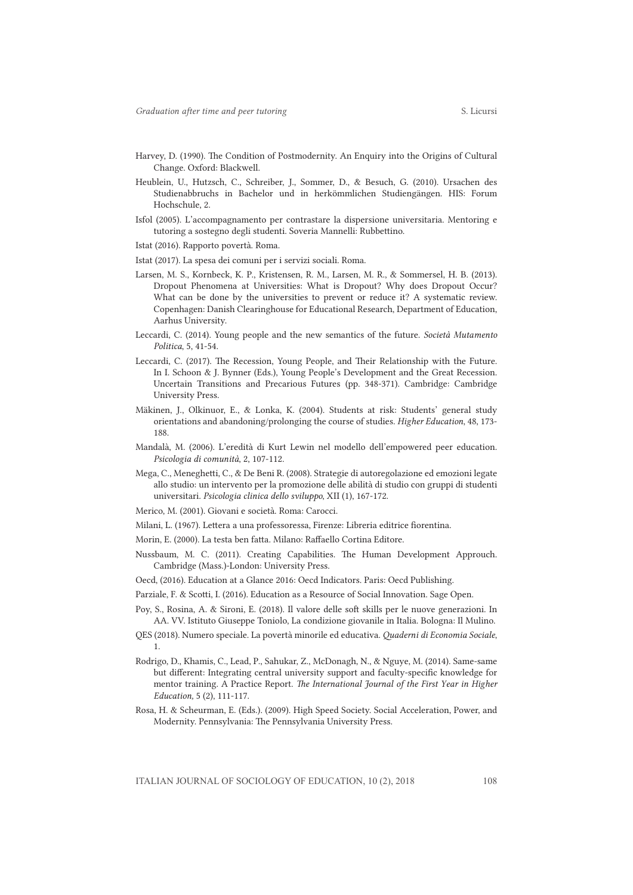Harvey, D. (1990). The Condition of Postmodernity. An Enquiry into the Origins of Cultural Change. Oxford: Blackwell.

Heublein, U., Hutzsch, C., Schreiber, J., Sommer, D., & Besuch, G. (2010). Ursachen des Studienabbruchs in Bachelor und in herkömmlichen Studiengängen. HIS: Forum Hochschule, 2.

Isfol (2005). L'accompagnamento per contrastare la dispersione universitaria. Mentoring e tutoring a sostegno degli studenti. Soveria Mannelli: Rubbettino.

Istat (2016). Rapporto povertà. Roma.

Istat (2017). La spesa dei comuni per i servizi sociali. Roma.

Larsen, M. S., Kornbeck, K. P., Kristensen, R. M., Larsen, M. R., & Sommersel, H. B. (2013). Dropout Phenomena at Universities: What is Dropout? Why does Dropout Occur? What can be done by the universities to prevent or reduce it? A systematic review. Copenhagen: Danish Clearinghouse for Educational Research, Department of Education, Aarhus University.

Leccardi, C. (2014). Young people and the new semantics of the future. *Società Mutamento Politica*, 5, 41-54.

Leccardi, C. (2017). The Recession, Young People, and Their Relationship with the Future. In I. Schoon & J. Bynner (Eds.), Young People's Development and the Great Recession. Uncertain Transitions and Precarious Futures (pp. 348-371). Cambridge: Cambridge University Press.

Mäkinen, J., Olkinuor, E., & Lonka, K. (2004). Students at risk: Students' general study orientations and abandoning/prolonging the course of studies. *Higher Education*, 48, 173-188.

Mandalà, M. (2006). L'eredità di Kurt Lewin nel modello dell'empowered peer education. *Psicologia di comunità*, 2, 107-112.

Mega, C., Meneghetti, C., & De Beni R. (2008). Strategie di autoregolazione ed emozioni legate allo studio: un intervento per la promozione delle abilità di studio con gruppi di studenti universitari. *Psicologia clinica dello sviluppo*, XII (1), 167-172.

Merico, M. (2001). Giovani e società. Roma: Carocci.

Milani, L. (1967). Lettera a una professoressa, Firenze: Libreria editrice fiorentina.

Morin, E. (2000). La testa ben fatta. Milano: Raffaello Cortina Editore.

Nussbaum, M. C. (2011). Creating Capabilities. The Human Development Approuch. Cambridge (Mass.)-London: University Press.

Oecd, (2016). Education at a Glance 2016: Oecd Indicators. Paris: Oecd Publishing.

Parziale, F. & Scotti, I. (2016). Education as a Resource of Social Innovation. Sage Open.

Poy, S., Rosina, A. & Sironi, E. (2018). Il valore delle soft skills per le nuove generazioni. In AA. VV. Istituto Giuseppe Toniolo, La condizione giovanile in Italia. Bologna: Il Mulino.

QES (2018). Numero speciale. La povertà minorile ed educativa. *Quaderni di Economia Sociale*, 1.

Rodrigo, D., Khamis, C., Lead, P., Sahukar, Z., McDonagh, N., & Nguye, M. (2014). Same-same but different: Integrating central university support and faculty-specific knowledge for mentor training. A Practice Report. *The International Journal of the First Year in Higher Education*, 5 (2), 111-117.

Rosa, H. & Scheurman, E. (Eds.). (2009). High Speed Society. Social Acceleration, Power, and Modernity. Pennsylvania: The Pennsylvania University Press.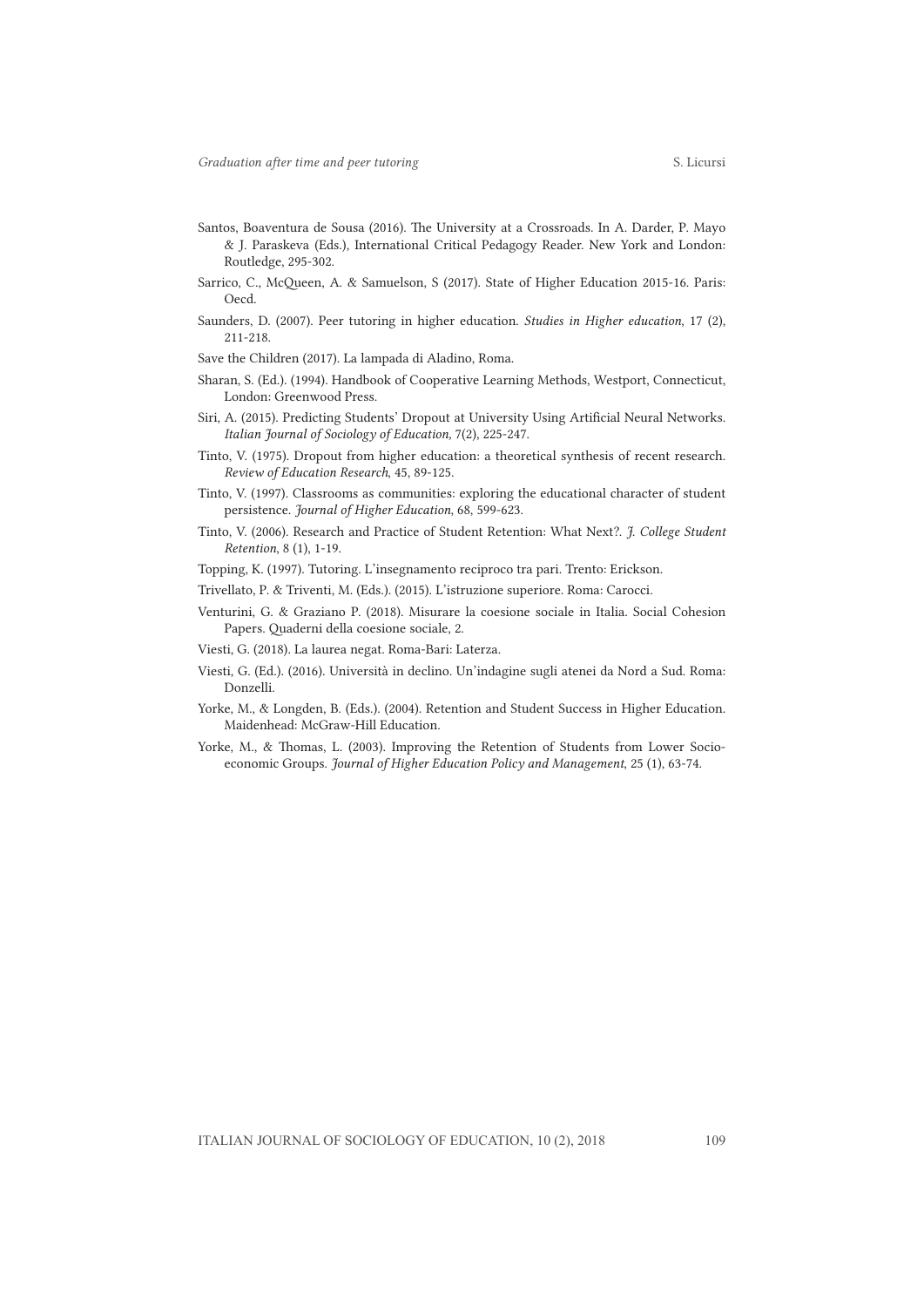Santos, Boaventura de Sousa (2016). The University at a Crossroads. In A. Darder, P. Mayo & J. Paraskeva (Eds.), International Critical Pedagogy Reader. New York and London: Routledge, 295-302.

Sarrico, C., McQueen, A. & Samuelson, S (2017). State of Higher Education 2015-16. Paris: Oecd.

Saunders, D. (2007). Peer tutoring in higher education. *Studies in Higher education*, 17 (2), 211-218.

Save the Children (2017). La lampada di Aladino, Roma.

Sharan, S. (Ed.). (1994). Handbook of Cooperative Learning Methods, Westport, Connecticut, London: Greenwood Press.

Siri, A. (2015). Predicting Students' Dropout at University Using Artificial Neural Networks. *Italian Journal of Sociology of Education*, 7(2), 225-247.

Tinto, V. (1975). Dropout from higher education: a theoretical synthesis of recent research. *Review of Education Research*, 45, 89-125.

Tinto, V. (1997). Classrooms as communities: exploring the educational character of student persistence. *Journal of Higher Education*, 68, 599-623.

Tinto, V. (2006). Research and Practice of Student Retention: What Next?. *J. College Student Retention*, 8 (1), 1-19.

Topping, K. (1997). Tutoring. L'insegnamento reciproco tra pari. Trento: Erickson.

Trivellato, P. & Triventi, M. (Eds.). (2015). L'istruzione superiore. Roma: Carocci.

Venturini, G. & Graziano P. (2018). Misurare la coesione sociale in Italia. Social Cohesion Papers. Quaderni della coesione sociale, 2.

Viesti, G. (2018). La laurea negat. Roma-Bari: Laterza.

Viesti, G. (Ed.). (2016). Università in declino. Un'indagine sugli atenei da Nord a Sud. Roma: Donzelli.

Yorke, M., & Longden, B. (Eds.). (2004). Retention and Student Success in Higher Education. Maidenhead: McGraw-Hill Education.

Yorke, M., & Thomas, L. (2003). Improving the Retention of Students from Lower Socio-economic Groups. *Journal of Higher Education Policy and Management*, 25 (1), 63-74.